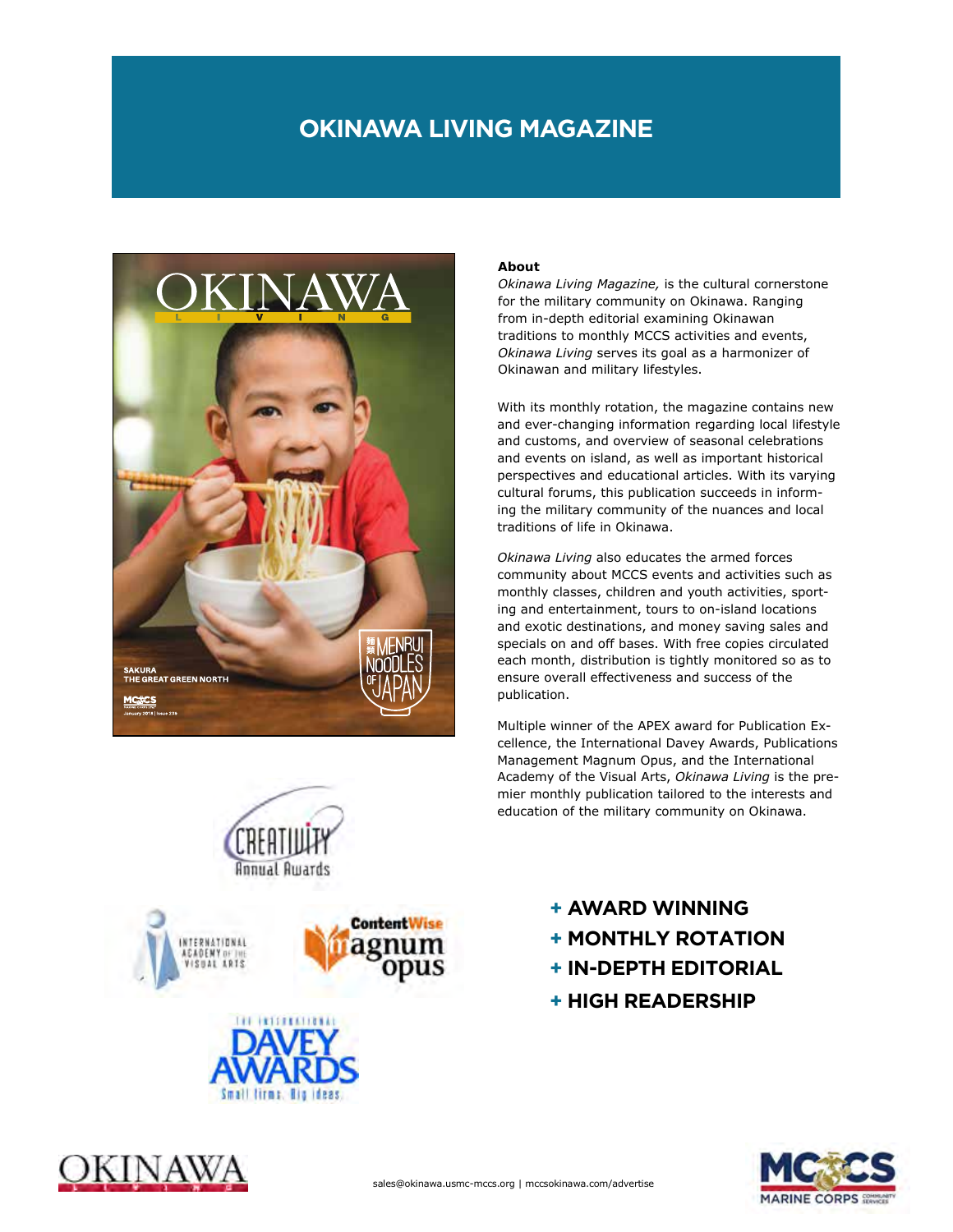# OKINAWA LIVING MAGAZINE

**About**

*Okinawa Living Magazine,* is the cultural cornerstone for the military community on Okinawa. Ranging from in-depth editorial examining Okinawan traditions to monthly MCCS activities and events, *Okinawa Living* serves its goal as a harmonizer of Okinawan and military lifestyles.

With its monthly rotation, the magazine contains new and ever-changing information regarding local lifestyle and customs, and overview of seasonal celebrations and events on island, as well as important historical perspectives and educational articles. With its varying cultural forums, this publication succeeds in informing the military community of the nuances and local traditions of life in Okinawa.

*Okinawa Living* also educates the armed forces community about MCCS events and activities such as monthly classes, children and youth activities, sporting and entertainment, tours to on-island locations and exotic destinations, and money saving sales and specials on and off bases. With free copies circulated each month, distribution is tightly monitored so as to ensure overall effectiveness and success of the publication.

Multiple winner of the APEX award for Publication Excellence, the International Davey Awards, Publications Management Magnum Opus, and the International Academy of the Visual Arts, *Okinawa Living* is the premier monthly publication tailored to the interests and education of the military community on Okinawa.

- **+ AWARD WINNING**
- **+ MONTHLY ROTATION**
- **+ IN-DEPTH EDITORIAL**
- **+ HIGH READERSHIP**

sales@okinawa.usmc-mccs.org | mccsokinawa.com/advertise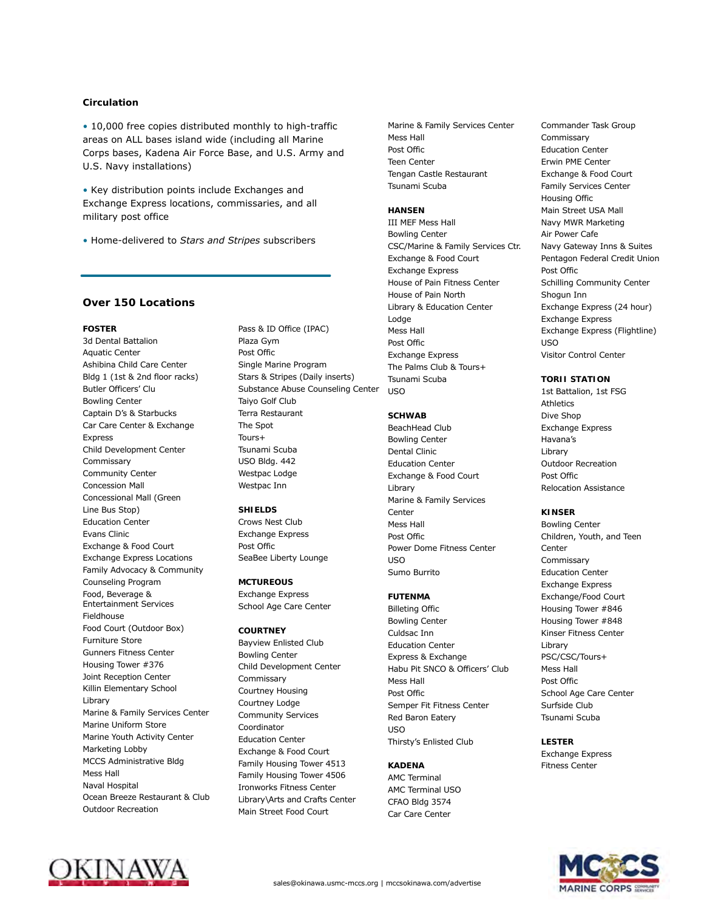## Circulation

- 10,000 free copies distributed monthly to high-traffic areas on ALL bases island wide (including all Marine Corps bases, Kadena Air Force Base, and U.S. Army and U.S. Navy installations)
- Key distribution points include Exchanges and Exchange Express locations, commissaries, and all military post office
- Home-delivered to *Stars and Stripes* subscribers

## Over 150 Locations

**FOSTER**
3d Dental Battalion
Aquatic Center
Ashibina Child Care Center
Bldg 1 (1st & 2nd floor racks)
Butler Officers' Clu
Bowling Center
Captain D's & Starbucks
Car Care Center & Exchange Express
Child Development Center
Commissary
Community Center
Concession Mall
Concessional Mall (Green Line Bus Stop)
Education Center
Evans Clinic
Exchange & Food Court
Exchange Express Locations
Family Advocacy & Community Counseling Program
Food, Beverage & Entertainment Services
Fieldhouse
Food Court (Outdoor Box)
Furniture Store
Gunners Fitness Center
Housing Tower #376
Joint Reception Center
Killin Elementary School
Library
Marine & Family Services Center
Marine Uniform Store
Marine Youth Activity Center
Marketing Lobby
MCCS Administrative Bldg
Mess Hall
Naval Hospital
Ocean Breeze Restaurant & Club
Outdoor Recreation
Pass & ID Office (IPAC)
Plaza Gym
Post Offic
Single Marine Program
Stars & Stripes (Daily inserts)
Substance Abuse Counseling Center
Taiyo Golf Club
Terra Restaurant
The Spot
Tours+
Tsunami Scuba
USO Bldg. 442
Westpac Lodge
Westpac Inn

**SHIELDS**
Crows Nest Club
Exchange Express
Post Offic
SeaBee Liberty Lounge

**MCTUREOUS**
Exchange Express
School Age Care Center

**COURTNEY**
Bayview Enlisted Club
Bowling Center
Child Development Center
Commissary
Courtney Housing
Courtney Lodge
Community Services Coordinator
Education Center
Exchange & Food Court
Family Housing Tower 4513
Family Housing Tower 4506
Ironworks Fitness Center
Library\Arts and Crafts Center
Main Street Food Court
Marine & Family Services Center
Mess Hall
Post Offic
Teen Center
Tengan Castle Restaurant
Tsunami Scuba

**HANSEN**
III MEF Mess Hall
Bowling Center
CSC/Marine & Family Services Ctr.
Exchange & Food Court
Exchange Express
House of Pain Fitness Center
House of Pain North
Library & Education Center
Lodge
Mess Hall
Post Offic
Exchange Express
The Palms Club & Tours+
Tsunami Scuba
USO

**SCHWAB**
BeachHead Club
Bowling Center
Dental Clinic
Education Center
Exchange & Food Court
Library
Marine & Family Services Center
Mess Hall
Post Offic
Power Dome Fitness Center
USO
Sumo Burrito

**FUTENMA**
Billeting Offic
Bowling Center
Culdsac Inn
Education Center
Express & Exchange
Habu Pit SNCO & Officers' Club
Mess Hall
Post Offic
Semper Fit Fitness Center
Red Baron Eatery
USO
Thirsty's Enlisted Club

**KADENA**
AMC Terminal
AMC Terminal USO
CFAO Bldg 3574
Car Care Center
Commander Task Group
Commissary
Education Center
Erwin PME Center
Exchange & Food Court
Family Services Center
Housing Offic
Main Street USA Mall
Navy MWR Marketing
Air Power Cafe
Navy Gateway Inns & Suites
Pentagon Federal Credit Union
Post Offic
Schilling Community Center
Shogun Inn
Exchange Express (24 hour)
Exchange Express
Exchange Express (Flightline)
USO
Visitor Control Center

**TORII STATION**
1st Battalion, 1st FSG
Athletics
Dive Shop
Exchange Express
Havana's
Library
Outdoor Recreation
Post Offic
Relocation Assistance

**KINSER**
Bowling Center
Children, Youth, and Teen Center
Commissary
Education Center
Exchange Express
Exchange/Food Court
Housing Tower #846
Housing Tower #848
Kinser Fitness Center
Library
PSC/CSC/Tours+
Mess Hall
Post Offic
School Age Care Center
Surfside Club
Tsunami Scuba

**LESTER**
Exchange Express
Fitness Center

sales@okinawa.usmc-mccs.org | mccsokinawa.com/advertise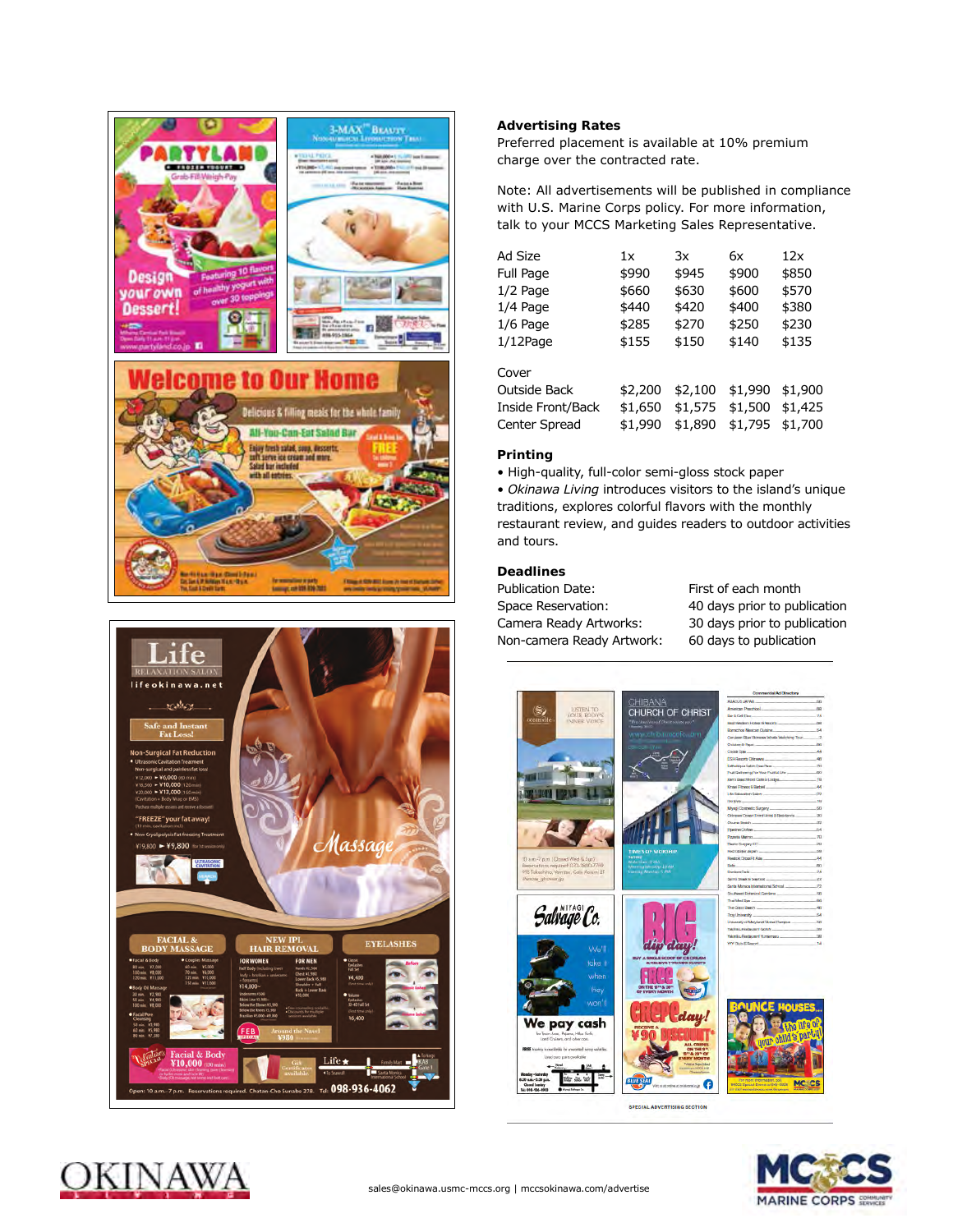## Advertising Rates

Preferred placement is available at 10% premium charge over the contracted rate.

Note: All advertisements will be published in compliance with U.S. Marine Corps policy. For more information, talk to your MCCS Marketing Sales Representative.

| Ad Size | 1x | 3x | 6x | 12x |
|---|---|---|---|---|
| Full Page | $990 | $945 | $900 | $850 |
| 1/2 Page | $660 | $630 | $600 | $570 |
| 1/4 Page | $440 | $420 | $400 | $380 |
| 1/6 Page | $285 | $270 | $250 | $230 |
| 1/12Page | $155 | $150 | $140 | $135 |
| **Cover** | | | | |
| Outside Back | $2,200 | $2,100 | $1,990 | $1,900 |
| Inside Front/Back | $1,650 | $1,575 | $1,500 | $1,425 |
| Center Spread | $1,990 | $1,890 | $1,795 | $1,700 |

## Printing

- High-quality, full-color semi-gloss stock paper
- *Okinawa Living* introduces visitors to the island's unique traditions, explores colorful flavors with the monthly restaurant review, and guides readers to outdoor activities and tours.

## Deadlines

| | |
|---|---|
| Publication Date: | First of each month |
| Space Reservation: | 40 days prior to publication |
| Camera Ready Artworks: | 30 days prior to publication |
| Non-camera Ready Artwork: | 60 days to publication |

sales@okinawa.usmc-mccs.org | mccsokinawa.com/advertise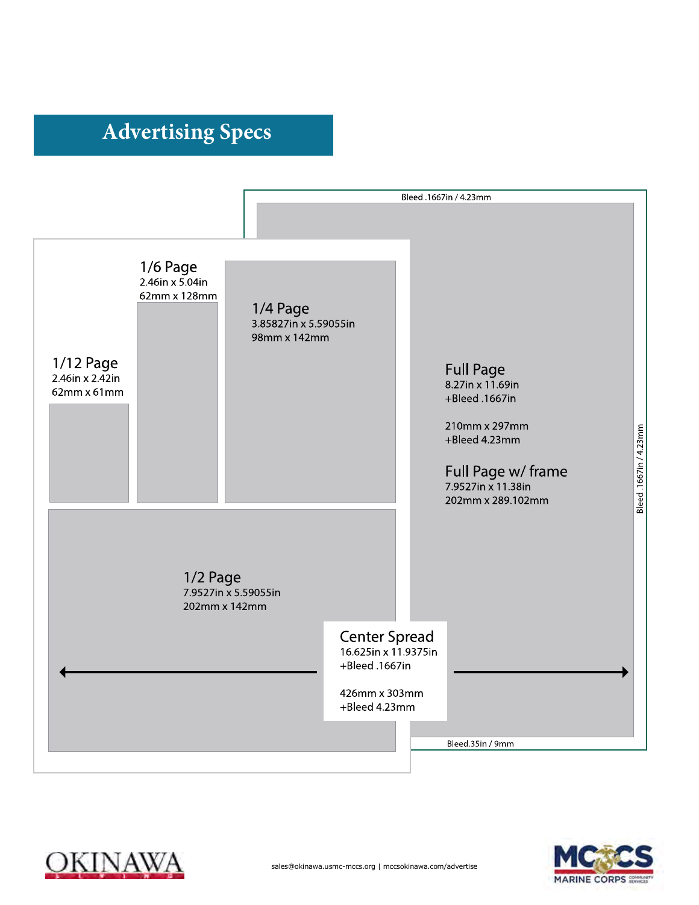## Advertising Specs

Bleed .1667in / 4.23mm

**1/6 Page**
2.46in x 5.04in
62mm x 128mm

**1/4 Page**
3.85827in x 5.59055in
98mm x 142mm

**1/12 Page**
2.46in x 2.42in
62mm x 61mm

**Full Page**
8.27in x 11.69in
+Bleed .1667in

210mm x 297mm
+Bleed 4.23mm

**Full Page w/ frame**
7.9527in x 11.38in
202mm x 289.102mm

Bleed .1667in / 4.23mm

**1/2 Page**
7.9527in x 5.59055in
202mm x 142mm

**Center Spread**
16.625in x 11.9375in
+Bleed .1667in

426mm x 303mm
+Bleed 4.23mm

Bleed.35in / 9mm

sales@okinawa.usmc-mccs.org | mccsokinawa.com/advertise